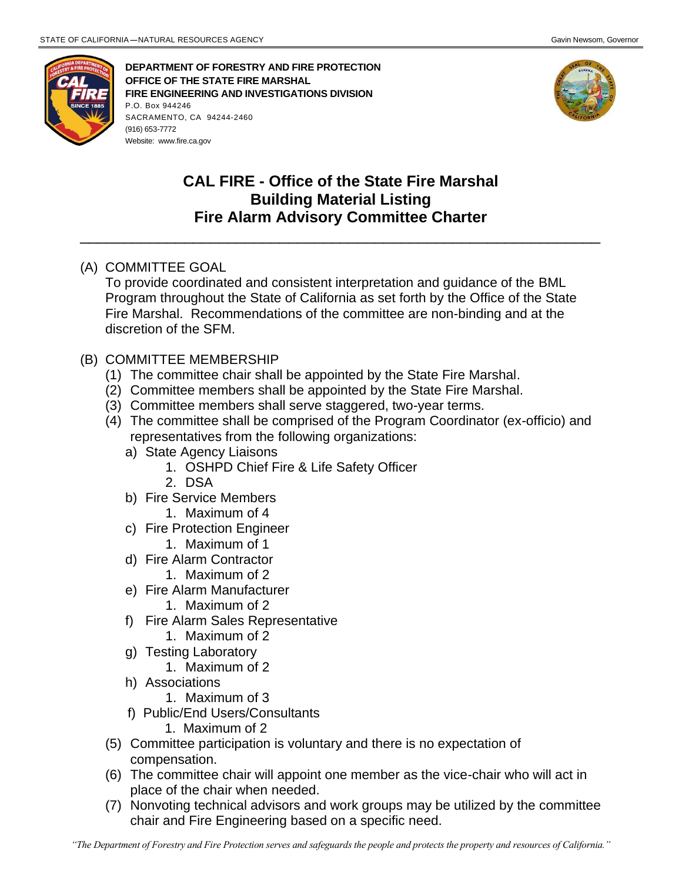STATE OF CALIFORNIA—NATURAL RESOURCES AGENCY — Gavin Newsom, Governor

**DEPARTMENT OF FORESTRY AND FIRE PROTECTION**
**OFFICE OF THE STATE FIRE MARSHAL**
**FIRE ENGINEERING AND INVESTIGATIONS DIVISION**
P.O. Box 944246
SACRAMENTO, CA 94244-2460
(916) 653-7772
Website: www.fire.ca.gov

# CAL FIRE - Office of the State Fire Marshal Building Material Listing Fire Alarm Advisory Committee Charter

---

(A) COMMITTEE GOAL
To provide coordinated and consistent interpretation and guidance of the BML Program throughout the State of California as set forth by the Office of the State Fire Marshal. Recommendations of the committee are non-binding and at the discretion of the SFM.

(B) COMMITTEE MEMBERSHIP

(1) The committee chair shall be appointed by the State Fire Marshal.
(2) Committee members shall be appointed by the State Fire Marshal.
(3) Committee members shall serve staggered, two-year terms.
(4) The committee shall be comprised of the Program Coordinator (ex-officio) and representatives from the following organizations:
   a) State Agency Liaisons
      1. OSHPD Chief Fire & Life Safety Officer
      2. DSA
   b) Fire Service Members
      1. Maximum of 4
   c) Fire Protection Engineer
      1. Maximum of 1
   d) Fire Alarm Contractor
      1. Maximum of 2
   e) Fire Alarm Manufacturer
      1. Maximum of 2
   f) Fire Alarm Sales Representative
      1. Maximum of 2
   g) Testing Laboratory
      1. Maximum of 2
   h) Associations
      1. Maximum of 3
   f) Public/End Users/Consultants
      1. Maximum of 2
(5) Committee participation is voluntary and there is no expectation of compensation.
(6) The committee chair will appoint one member as the vice-chair who will act in place of the chair when needed.
(7) Nonvoting technical advisors and work groups may be utilized by the committee chair and Fire Engineering based on a specific need.

*"The Department of Forestry and Fire Protection serves and safeguards the people and protects the property and resources of California."*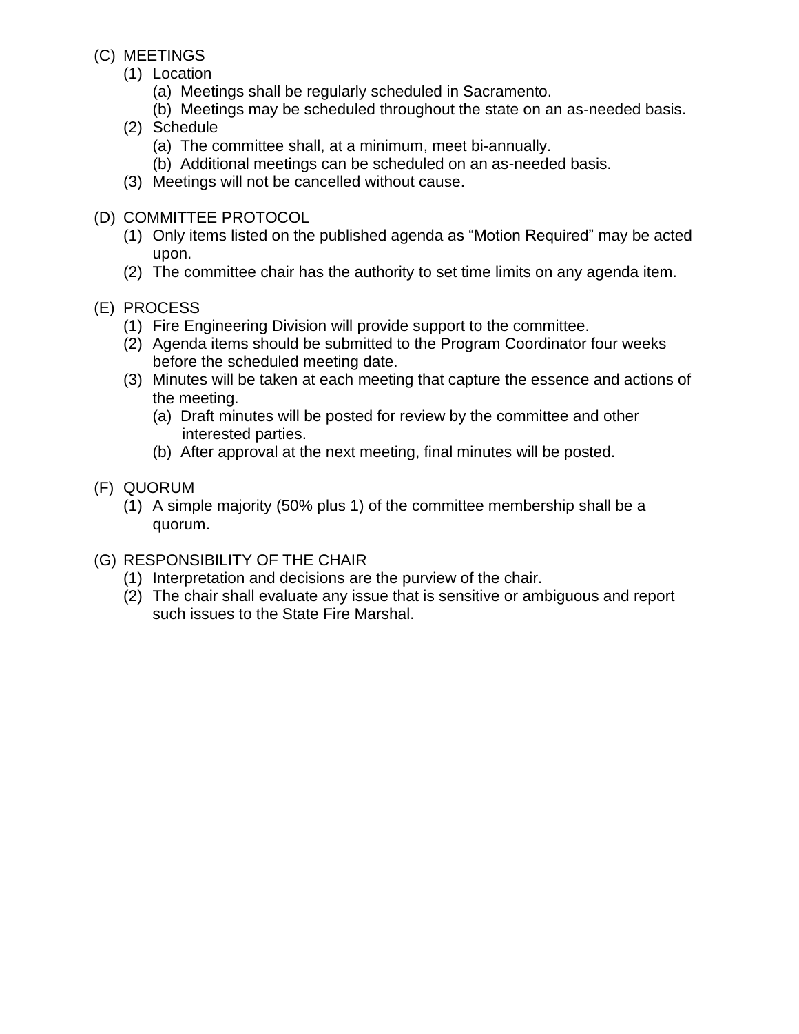(C) MEETINGS

  (1) Location

    (a) Meetings shall be regularly scheduled in Sacramento.

    (b) Meetings may be scheduled throughout the state on an as-needed basis.

  (2) Schedule

    (a) The committee shall, at a minimum, meet bi-annually.

    (b) Additional meetings can be scheduled on an as-needed basis.

  (3) Meetings will not be cancelled without cause.

(D) COMMITTEE PROTOCOL

  (1) Only items listed on the published agenda as "Motion Required" may be acted upon.

  (2) The committee chair has the authority to set time limits on any agenda item.

(E) PROCESS

  (1) Fire Engineering Division will provide support to the committee.

  (2) Agenda items should be submitted to the Program Coordinator four weeks before the scheduled meeting date.

  (3) Minutes will be taken at each meeting that capture the essence and actions of the meeting.

    (a) Draft minutes will be posted for review by the committee and other interested parties.

    (b) After approval at the next meeting, final minutes will be posted.

(F) QUORUM

  (1) A simple majority (50% plus 1) of the committee membership shall be a quorum.

(G) RESPONSIBILITY OF THE CHAIR

  (1) Interpretation and decisions are the purview of the chair.

  (2) The chair shall evaluate any issue that is sensitive or ambiguous and report such issues to the State Fire Marshal.